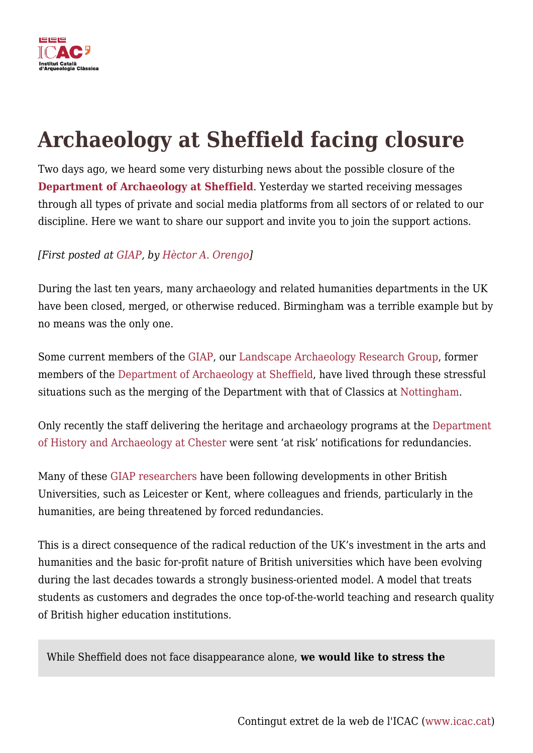# Archaeology at Sheffield facing closure

Two days ago, we heard some very disturbing news about the possible closure of the **Department of Archaeology at Sheffield**. Yesterday we started receiving messages through all types of private and social media platforms from all sectors of or related to our discipline. Here we want to share our support and invite you to join the support actions.

*[First posted at GIAP, by Hèctor A. Orengo]*

During the last ten years, many archaeology and related humanities departments in the UK have been closed, merged, or otherwise reduced. Birmingham was a terrible example but by no means was the only one.

Some current members of the GIAP, our Landscape Archaeology Research Group, former members of the Department of Archaeology at Sheffield, have lived through these stressful situations such as the merging of the Department with that of Classics at Nottingham.

Only recently the staff delivering the heritage and archaeology programs at the Department of History and Archaeology at Chester were sent 'at risk' notifications for redundancies.

Many of these GIAP researchers have been following developments in other British Universities, such as Leicester or Kent, where colleagues and friends, particularly in the humanities, are being threatened by forced redundancies.

This is a direct consequence of the radical reduction of the UK's investment in the arts and humanities and the basic for-profit nature of British universities which have been evolving during the last decades towards a strongly business-oriented model. A model that treats students as customers and degrades the once top-of-the-world teaching and research quality of British higher education institutions.

> While Sheffield does not face disappearance alone, **we would like to stress the**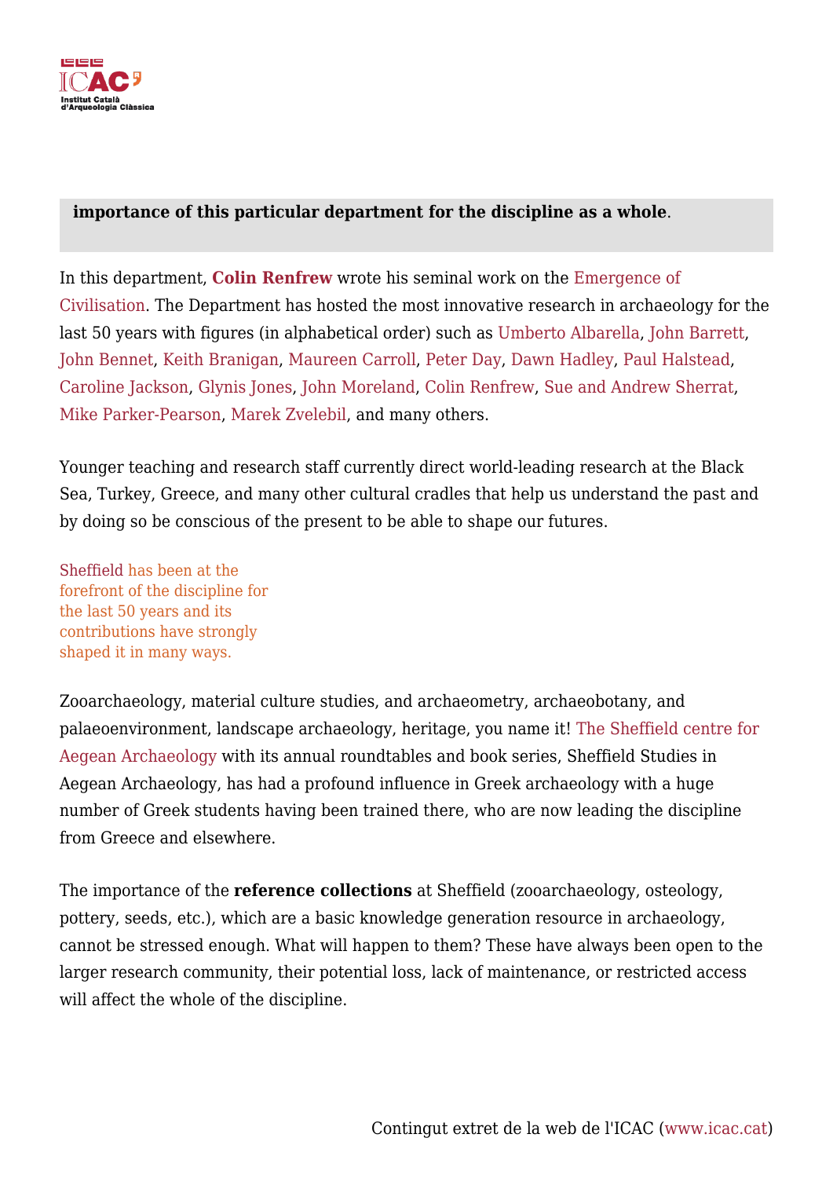**importance of this particular department for the discipline as a whole**.

In this department, **Colin Renfrew** wrote his seminal work on the Emergence of Civilisation. The Department has hosted the most innovative research in archaeology for the last 50 years with figures (in alphabetical order) such as Umberto Albarella, John Barrett, John Bennet, Keith Branigan, Maureen Carroll, Peter Day, Dawn Hadley, Paul Halstead, Caroline Jackson, Glynis Jones, John Moreland, Colin Renfrew, Sue and Andrew Sherrat, Mike Parker-Pearson, Marek Zvelebil, and many others.

Younger teaching and research staff currently direct world-leading research at the Black Sea, Turkey, Greece, and many other cultural cradles that help us understand the past and by doing so be conscious of the present to be able to shape our futures.

Sheffield has been at the forefront of the discipline for the last 50 years and its contributions have strongly shaped it in many ways.

Zooarchaeology, material culture studies, and archaeometry, archaeobotany, and palaeoenvironment, landscape archaeology, heritage, you name it! The Sheffield centre for Aegean Archaeology with its annual roundtables and book series, Sheffield Studies in Aegean Archaeology, has had a profound influence in Greek archaeology with a huge number of Greek students having been trained there, who are now leading the discipline from Greece and elsewhere.

The importance of the **reference collections** at Sheffield (zooarchaeology, osteology, pottery, seeds, etc.), which are a basic knowledge generation resource in archaeology, cannot be stressed enough. What will happen to them? These have always been open to the larger research community, their potential loss, lack of maintenance, or restricted access will affect the whole of the discipline.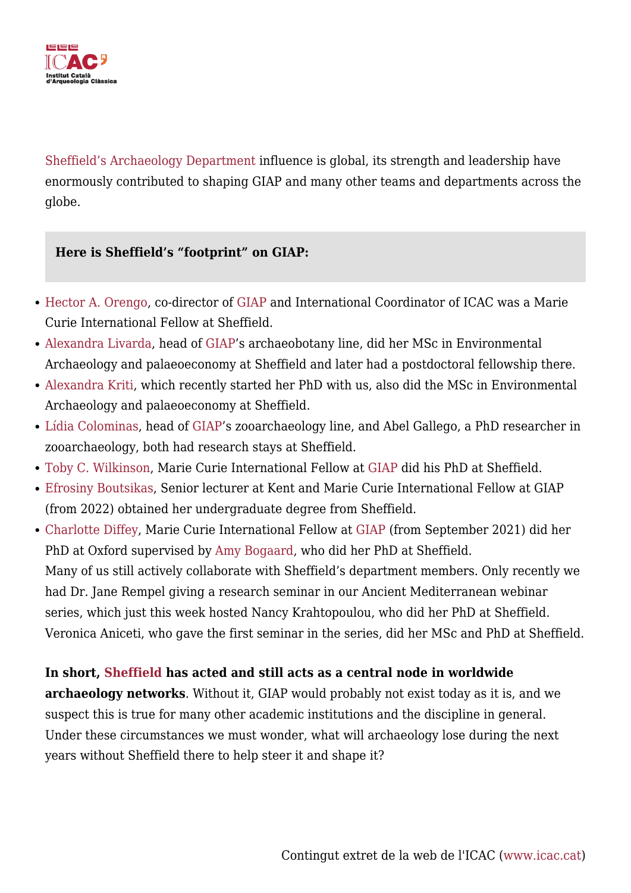Sheffield's Archaeology Department influence is global, its strength and leadership have enormously contributed to shaping GIAP and many other teams and departments across the globe.

**Here is Sheffield's "footprint" on GIAP:**

- Hector A. Orengo, co-director of GIAP and International Coordinator of ICAC was a Marie Curie International Fellow at Sheffield.
- Alexandra Livarda, head of GIAP's archaeobotany line, did her MSc in Environmental Archaeology and palaeoeconomy at Sheffield and later had a postdoctoral fellowship there.
- Alexandra Kriti, which recently started her PhD with us, also did the MSc in Environmental Archaeology and palaeoeconomy at Sheffield.
- Lídia Colominas, head of GIAP's zooarchaeology line, and Abel Gallego, a PhD researcher in zooarchaeology, both had research stays at Sheffield.
- Toby C. Wilkinson, Marie Curie International Fellow at GIAP did his PhD at Sheffield.
- Efrosiny Boutsikas, Senior lecturer at Kent and Marie Curie International Fellow at GIAP (from 2022) obtained her undergraduate degree from Sheffield.
- Charlotte Diffey, Marie Curie International Fellow at GIAP (from September 2021) did her PhD at Oxford supervised by Amy Bogaard, who did her PhD at Sheffield.
  Many of us still actively collaborate with Sheffield's department members. Only recently we had Dr. Jane Rempel giving a research seminar in our Ancient Mediterranean webinar series, which just this week hosted Nancy Krahtopoulou, who did her PhD at Sheffield. Veronica Aniceti, who gave the first seminar in the series, did her MSc and PhD at Sheffield.

**In short, Sheffield has acted and still acts as a central node in worldwide archaeology networks**. Without it, GIAP would probably not exist today as it is, and we suspect this is true for many other academic institutions and the discipline in general. Under these circumstances we must wonder, what will archaeology lose during the next years without Sheffield there to help steer it and shape it?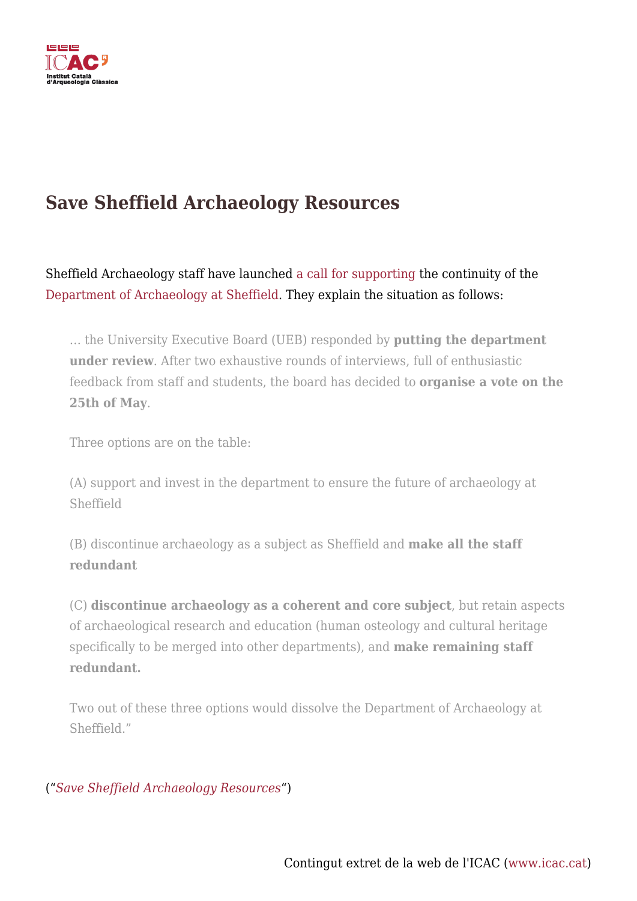# Save Sheffield Archaeology Resources

Sheffield Archaeology staff have launched a call for supporting the continuity of the Department of Archaeology at Sheffield. They explain the situation as follows:

> … the University Executive Board (UEB) responded by **putting the department under review**. After two exhaustive rounds of interviews, full of enthusiastic feedback from staff and students, the board has decided to **organise a vote on the 25th of May**.
>
> Three options are on the table:
>
> (A) support and invest in the department to ensure the future of archaeology at Sheffield
>
> (B) discontinue archaeology as a subject as Sheffield and **make all the staff redundant**
>
> (C) **discontinue archaeology as a coherent and core subject**, but retain aspects of archaeological research and education (human osteology and cultural heritage specifically to be merged into other departments), and **make remaining staff redundant.**
>
> Two out of these three options would dissolve the Department of Archaeology at Sheffield."

("*Save Sheffield Archaeology Resources*")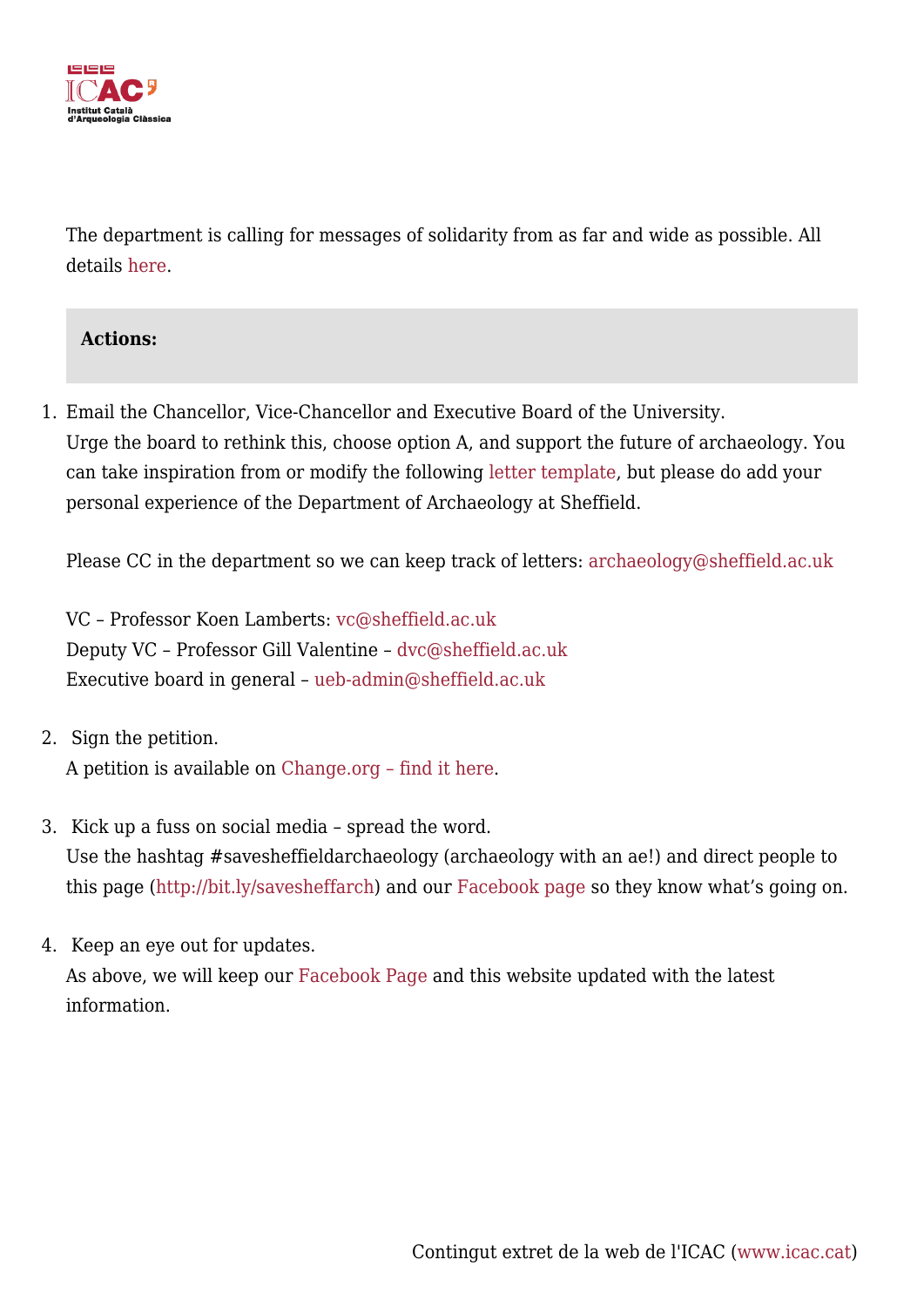The department is calling for messages of solidarity from as far and wide as possible. All details here.

**Actions:**

1. Email the Chancellor, Vice-Chancellor and Executive Board of the University.
   Urge the board to rethink this, choose option A, and support the future of archaeology. You can take inspiration from or modify the following letter template, but please do add your personal experience of the Department of Archaeology at Sheffield.

   Please CC in the department so we can keep track of letters: archaeology@sheffield.ac.uk

   VC – Professor Koen Lamberts: vc@sheffield.ac.uk
   Deputy VC – Professor Gill Valentine – dvc@sheffield.ac.uk
   Executive board in general – ueb-admin@sheffield.ac.uk

2. Sign the petition.
   A petition is available on Change.org – find it here.

3. Kick up a fuss on social media – spread the word.
   Use the hashtag #savesheffieldarchaeology (archaeology with an ae!) and direct people to this page (http://bit.ly/savesheffarch) and our Facebook page so they know what's going on.

4. Keep an eye out for updates.
   As above, we will keep our Facebook Page and this website updated with the latest information.